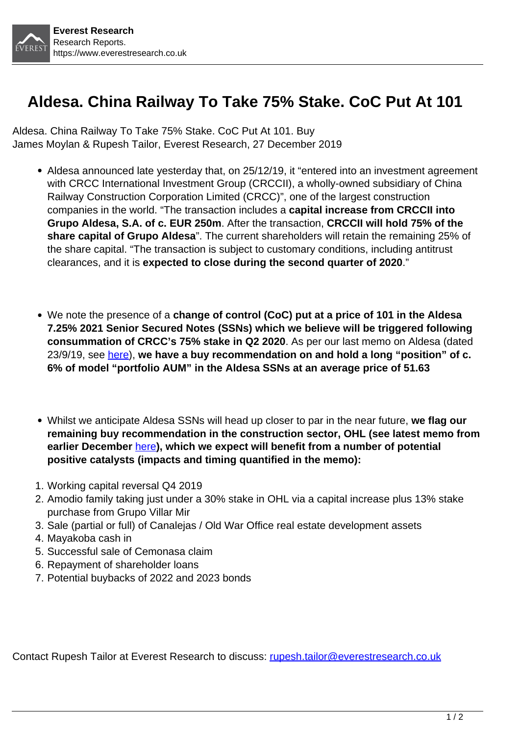# Aldesa. China Railway To Take 75% Stake. CoC Put At 101

Aldesa. China Railway To Take 75% Stake. CoC Put At 101. Buy
James Moylan & Rupesh Tailor, Everest Research, 27 December 2019

- Aldesa announced late yesterday that, on 25/12/19, it "entered into an investment agreement with CRCC International Investment Group (CRCCII), a wholly-owned subsidiary of China Railway Construction Corporation Limited (CRCC)", one of the largest construction companies in the world. "The transaction includes a **capital increase from CRCCII into Grupo Aldesa, S.A. of c. EUR 250m**. After the transaction, **CRCCII will hold 75% of the share capital of Grupo Aldesa**". The current shareholders will retain the remaining 25% of the share capital. "The transaction is subject to customary conditions, including antitrust clearances, and it is **expected to close during the second quarter of 2020**."

- We note the presence of a **change of control (CoC) put at a price of 101 in the Aldesa 7.25% 2021 Senior Secured Notes (SSNs) which we believe will be triggered following consummation of CRCC's 75% stake in Q2 2020**. As per our last memo on Aldesa (dated 23/9/19, see here), **we have a buy recommendation on and hold a long "position" of c. 6% of model "portfolio AUM" in the Aldesa SSNs at an average price of 51.63**

- Whilst we anticipate Aldesa SSNs will head up closer to par in the near future, **we flag our remaining buy recommendation in the construction sector, OHL (see latest memo from earlier December here), which we expect will benefit from a number of potential positive catalysts (impacts and timing quantified in the memo):**

1. Working capital reversal Q4 2019
2. Amodio family taking just under a 30% stake in OHL via a capital increase plus 13% stake purchase from Grupo Villar Mir
3. Sale (partial or full) of Canalejas / Old War Office real estate development assets
4. Mayakoba cash in
5. Successful sale of Cemonasa claim
6. Repayment of shareholder loans
7. Potential buybacks of 2022 and 2023 bonds

Contact Rupesh Tailor at Everest Research to discuss: rupesh.tailor@everestresearch.co.uk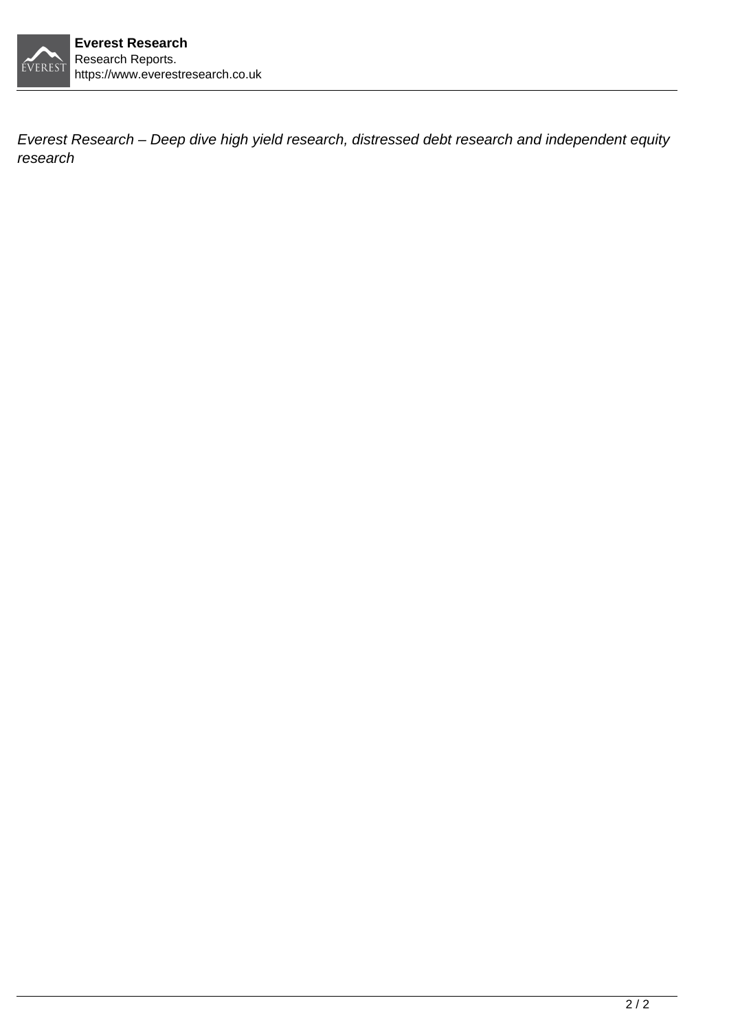*Everest Research – Deep dive high yield research, distressed debt research and independent equity research*